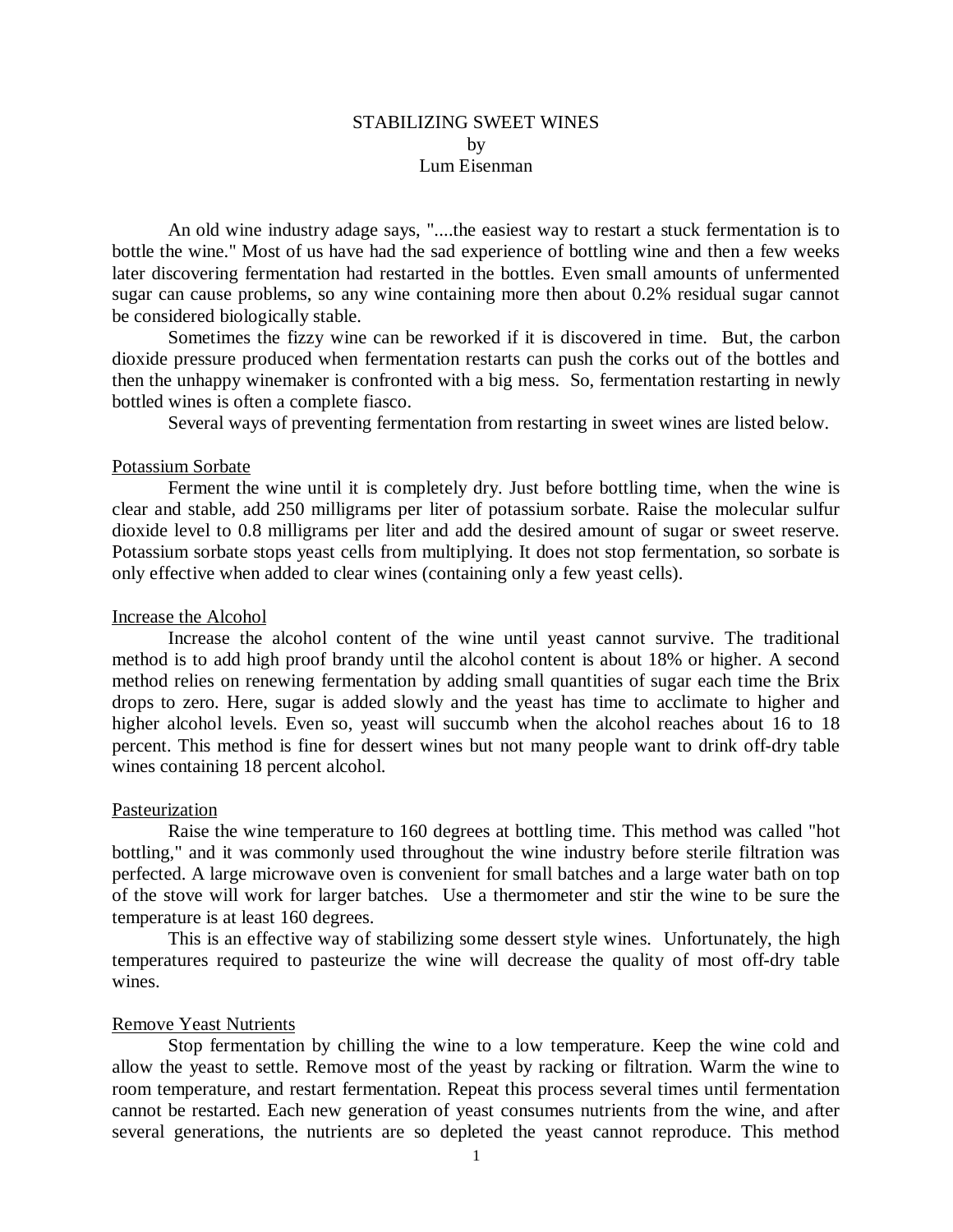# STABILIZING SWEET WINES

by

Lum Eisenman

An old wine industry adage says, "....the easiest way to restart a stuck fermentation is to bottle the wine." Most of us have had the sad experience of bottling wine and then a few weeks later discovering fermentation had restarted in the bottles. Even small amounts of unfermented sugar can cause problems, so any wine containing more then about 0.2% residual sugar cannot be considered biologically stable.

Sometimes the fizzy wine can be reworked if it is discovered in time. But, the carbon dioxide pressure produced when fermentation restarts can push the corks out of the bottles and then the unhappy winemaker is confronted with a big mess. So, fermentation restarting in newly bottled wines is often a complete fiasco.

Several ways of preventing fermentation from restarting in sweet wines are listed below.

## Potassium Sorbate

Ferment the wine until it is completely dry. Just before bottling time, when the wine is clear and stable, add 250 milligrams per liter of potassium sorbate. Raise the molecular sulfur dioxide level to 0.8 milligrams per liter and add the desired amount of sugar or sweet reserve. Potassium sorbate stops yeast cells from multiplying. It does not stop fermentation, so sorbate is only effective when added to clear wines (containing only a few yeast cells).

## Increase the Alcohol

Increase the alcohol content of the wine until yeast cannot survive. The traditional method is to add high proof brandy until the alcohol content is about 18% or higher. A second method relies on renewing fermentation by adding small quantities of sugar each time the Brix drops to zero. Here, sugar is added slowly and the yeast has time to acclimate to higher and higher alcohol levels. Even so, yeast will succumb when the alcohol reaches about 16 to 18 percent. This method is fine for dessert wines but not many people want to drink off-dry table wines containing 18 percent alcohol.

## Pasteurization

Raise the wine temperature to 160 degrees at bottling time. This method was called "hot bottling," and it was commonly used throughout the wine industry before sterile filtration was perfected. A large microwave oven is convenient for small batches and a large water bath on top of the stove will work for larger batches. Use a thermometer and stir the wine to be sure the temperature is at least 160 degrees.

This is an effective way of stabilizing some dessert style wines. Unfortunately, the high temperatures required to pasteurize the wine will decrease the quality of most off-dry table wines.

## Remove Yeast Nutrients

Stop fermentation by chilling the wine to a low temperature. Keep the wine cold and allow the yeast to settle. Remove most of the yeast by racking or filtration. Warm the wine to room temperature, and restart fermentation. Repeat this process several times until fermentation cannot be restarted. Each new generation of yeast consumes nutrients from the wine, and after several generations, the nutrients are so depleted the yeast cannot reproduce. This method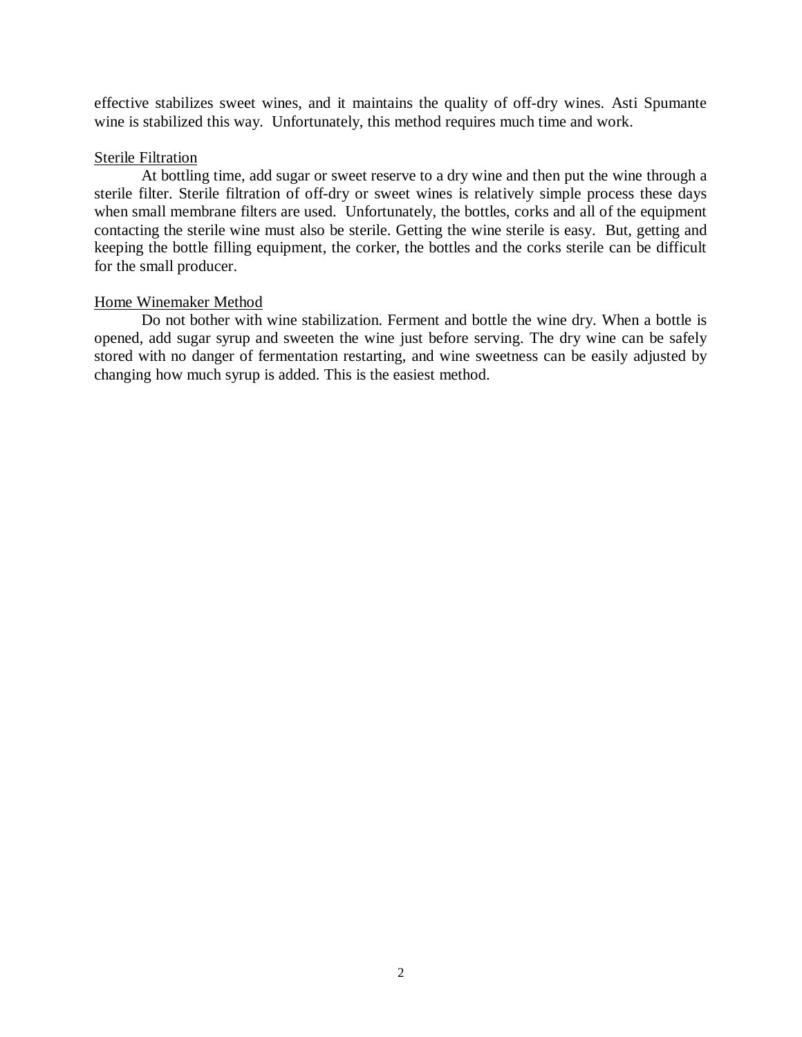effective stabilizes sweet wines, and it maintains the quality of off-dry wines. Asti Spumante wine is stabilized this way. Unfortunately, this method requires much time and work.

Sterile Filtration

At bottling time, add sugar or sweet reserve to a dry wine and then put the wine through a sterile filter. Sterile filtration of off-dry or sweet wines is relatively simple process these days when small membrane filters are used. Unfortunately, the bottles, corks and all of the equipment contacting the sterile wine must also be sterile. Getting the wine sterile is easy. But, getting and keeping the bottle filling equipment, the corker, the bottles and the corks sterile can be difficult for the small producer.

Home Winemaker Method

Do not bother with wine stabilization. Ferment and bottle the wine dry. When a bottle is opened, add sugar syrup and sweeten the wine just before serving. The dry wine can be safely stored with no danger of fermentation restarting, and wine sweetness can be easily adjusted by changing how much syrup is added. This is the easiest method.